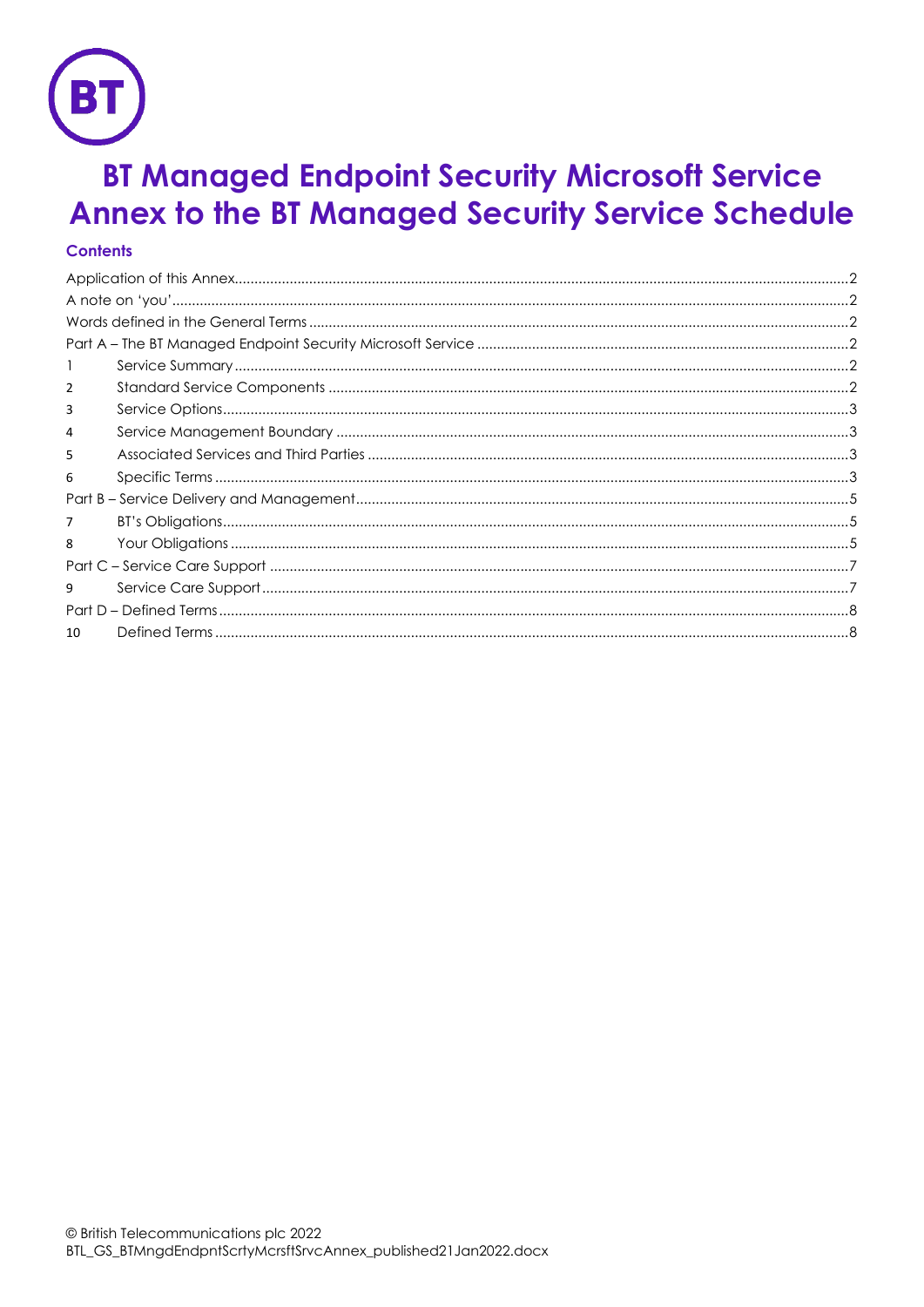# BT Managed Endpoint Security Microsoft Service Annex to the BT Managed Security Service Schedule

## Contents

| | | |
|---|---|---|
| Application of this Annex | | 2 |
| A note on 'you' | | 2 |
| Words defined in the General Terms | | 2 |
| Part A – The BT Managed Endpoint Security Microsoft Service | | 2 |
| 1 | Service Summary | 2 |
| 2 | Standard Service Components | 2 |
| 3 | Service Options | 3 |
| 4 | Service Management Boundary | 3 |
| 5 | Associated Services and Third Parties | 3 |
| 6 | Specific Terms | 3 |
| Part B – Service Delivery and Management | | 5 |
| 7 | BT's Obligations | 5 |
| 8 | Your Obligations | 5 |
| Part C – Service Care Support | | 7 |
| 9 | Service Care Support | 7 |
| Part D – Defined Terms | | 8 |
| 10 | Defined Terms | 8 |

© British Telecommunications plc 2022
BTL_GS_BTMngdEndpntScrtyMcrsftSrvcAnnex_published21Jan2022.docx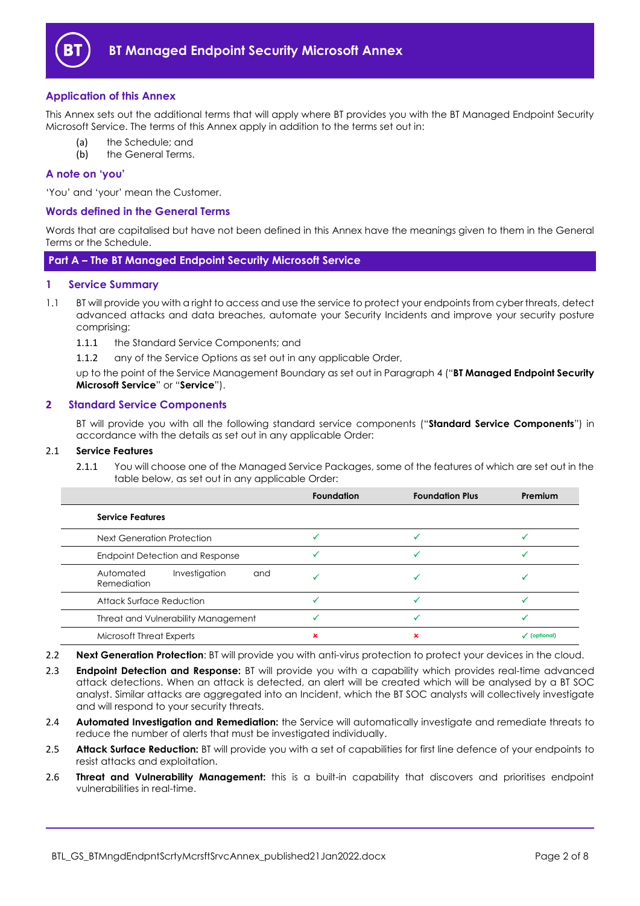# BT Managed Endpoint Security Microsoft Annex

## Application of this Annex

This Annex sets out the additional terms that will apply where BT provides you with the BT Managed Endpoint Security Microsoft Service. The terms of this Annex apply in addition to the terms set out in:

(a) the Schedule; and
(b) the General Terms.

## A note on 'you'

'You' and 'your' mean the Customer.

## Words defined in the General Terms

Words that are capitalised but have not been defined in this Annex have the meanings given to them in the General Terms or the Schedule.

## Part A – The BT Managed Endpoint Security Microsoft Service

## 1 Service Summary

1.1 BT will provide you with a right to access and use the service to protect your endpoints from cyber threats, detect advanced attacks and data breaches, automate your Security Incidents and improve your security posture comprising:

1.1.1 the Standard Service Components; and

1.1.2 any of the Service Options as set out in any applicable Order,

up to the point of the Service Management Boundary as set out in Paragraph 4 ("**BT Managed Endpoint Security Microsoft Service**" or "**Service**").

## 2 Standard Service Components

BT will provide you with all the following standard service components ("**Standard Service Components**") in accordance with the details as set out in any applicable Order:

2.1 **Service Features**

2.1.1 You will choose one of the Managed Service Packages, some of the features of which are set out in the table below, as set out in any applicable Order:

| | Foundation | Foundation Plus | Premium |
|---|---|---|---|
| **Service Features** | | | |
| Next Generation Protection | ✓ | ✓ | ✓ |
| Endpoint Detection and Response | ✓ | ✓ | ✓ |
| Automated Investigation and Remediation | ✓ | ✓ | ✓ |
| Attack Surface Reduction | ✓ | ✓ | ✓ |
| Threat and Vulnerability Management | ✓ | ✓ | ✓ |
| Microsoft Threat Experts | ✗ | ✗ | ✓ (optional) |

2.2 **Next Generation Protection**: BT will provide you with anti-virus protection to protect your devices in the cloud.

2.3 **Endpoint Detection and Response:** BT will provide you with a capability which provides real-time advanced attack detections. When an attack is detected, an alert will be created which will be analysed by a BT SOC analyst. Similar attacks are aggregated into an Incident, which the BT SOC analysts will collectively investigate and will respond to your security threats.

2.4 **Automated Investigation and Remediation:** the Service will automatically investigate and remediate threats to reduce the number of alerts that must be investigated individually.

2.5 **Attack Surface Reduction:** BT will provide you with a set of capabilities for first line defence of your endpoints to resist attacks and exploitation.

2.6 **Threat and Vulnerability Management:** this is a built-in capability that discovers and prioritises endpoint vulnerabilities in real-time.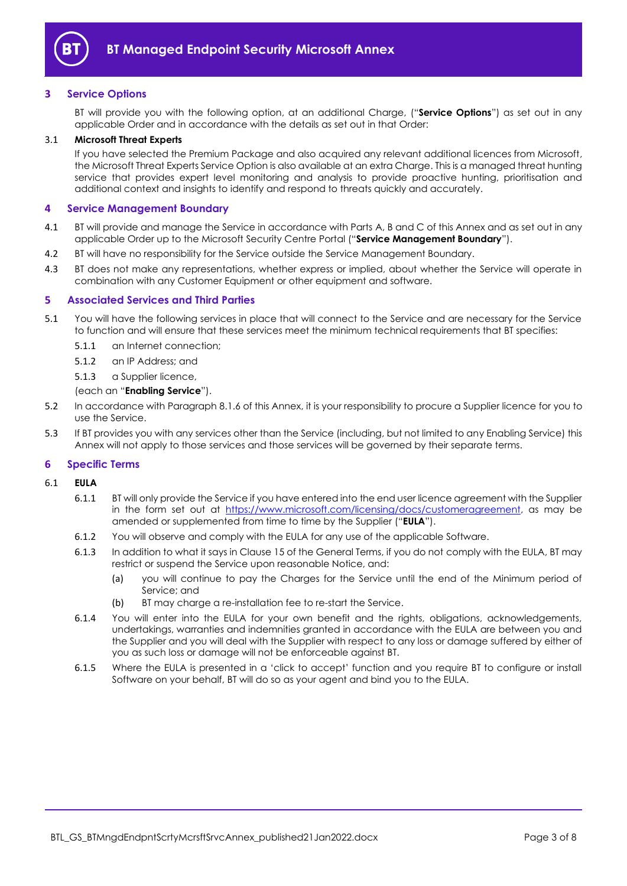## 3 Service Options

BT will provide you with the following option, at an additional Charge, ("**Service Options**") as set out in any applicable Order and in accordance with the details as set out in that Order:

3.1 **Microsoft Threat Experts**

If you have selected the Premium Package and also acquired any relevant additional licences from Microsoft, the Microsoft Threat Experts Service Option is also available at an extra Charge. This is a managed threat hunting service that provides expert level monitoring and analysis to provide proactive hunting, prioritisation and additional context and insights to identify and respond to threats quickly and accurately.

## 4 Service Management Boundary

4.1 BT will provide and manage the Service in accordance with Parts A, B and C of this Annex and as set out in any applicable Order up to the Microsoft Security Centre Portal ("**Service Management Boundary**").

4.2 BT will have no responsibility for the Service outside the Service Management Boundary.

4.3 BT does not make any representations, whether express or implied, about whether the Service will operate in combination with any Customer Equipment or other equipment and software.

## 5 Associated Services and Third Parties

5.1 You will have the following services in place that will connect to the Service and are necessary for the Service to function and will ensure that these services meet the minimum technical requirements that BT specifies:

5.1.1 an Internet connection;

5.1.2 an IP Address; and

5.1.3 a Supplier licence,

(each an "**Enabling Service**").

5.2 In accordance with Paragraph 8.1.6 of this Annex, it is your responsibility to procure a Supplier licence for you to use the Service.

5.3 If BT provides you with any services other than the Service (including, but not limited to any Enabling Service) this Annex will not apply to those services and those services will be governed by their separate terms.

## 6 Specific Terms

6.1 **EULA**

6.1.1 BT will only provide the Service if you have entered into the end user licence agreement with the Supplier in the form set out at https://www.microsoft.com/licensing/docs/customeragreement, as may be amended or supplemented from time to time by the Supplier ("**EULA**").

6.1.2 You will observe and comply with the EULA for any use of the applicable Software.

6.1.3 In addition to what it says in Clause 15 of the General Terms, if you do not comply with the EULA, BT may restrict or suspend the Service upon reasonable Notice, and:

(a) you will continue to pay the Charges for the Service until the end of the Minimum period of Service; and

(b) BT may charge a re-installation fee to re-start the Service.

6.1.4 You will enter into the EULA for your own benefit and the rights, obligations, acknowledgements, undertakings, warranties and indemnities granted in accordance with the EULA are between you and the Supplier and you will deal with the Supplier with respect to any loss or damage suffered by either of you as such loss or damage will not be enforceable against BT.

6.1.5 Where the EULA is presented in a 'click to accept' function and you require BT to configure or install Software on your behalf, BT will do so as your agent and bind you to the EULA.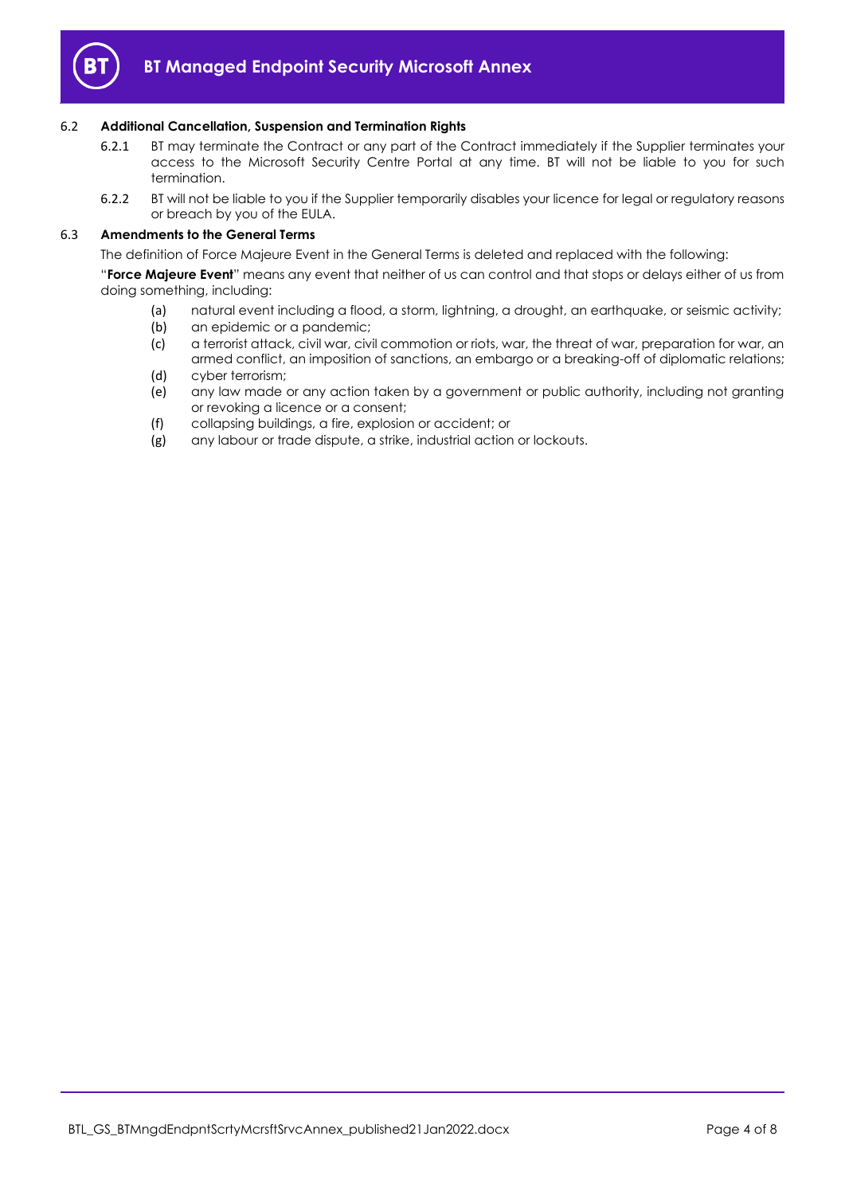### 6.2 Additional Cancellation, Suspension and Termination Rights

6.2.1 BT may terminate the Contract or any part of the Contract immediately if the Supplier terminates your access to the Microsoft Security Centre Portal at any time. BT will not be liable to you for such termination.

6.2.2 BT will not be liable to you if the Supplier temporarily disables your licence for legal or regulatory reasons or breach by you of the EULA.

### 6.3 Amendments to the General Terms

The definition of Force Majeure Event in the General Terms is deleted and replaced with the following:

"**Force Majeure Event**" means any event that neither of us can control and that stops or delays either of us from doing something, including:

(a) natural event including a flood, a storm, lightning, a drought, an earthquake, or seismic activity;

(b) an epidemic or a pandemic;

(c) a terrorist attack, civil war, civil commotion or riots, war, the threat of war, preparation for war, an armed conflict, an imposition of sanctions, an embargo or a breaking-off of diplomatic relations;

(d) cyber terrorism;

(e) any law made or any action taken by a government or public authority, including not granting or revoking a licence or a consent;

(f) collapsing buildings, a fire, explosion or accident; or

(g) any labour or trade dispute, a strike, industrial action or lockouts.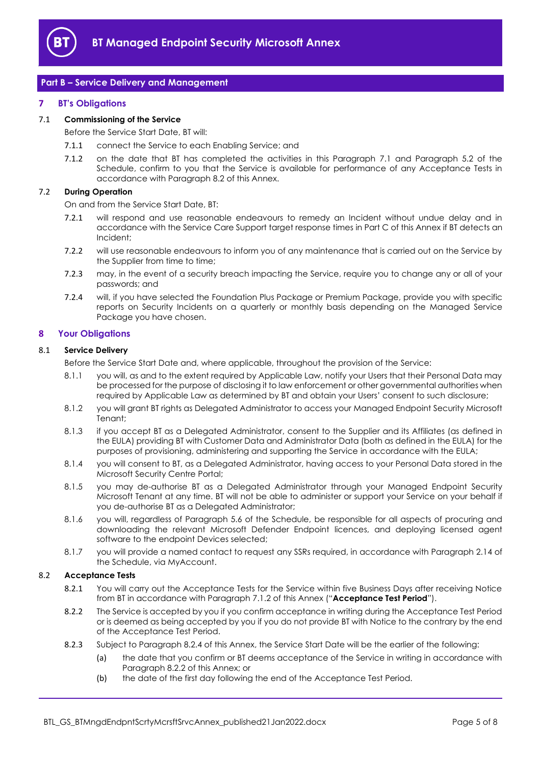## Part B – Service Delivery and Management

### 7 BT's Obligations

#### 7.1 Commissioning of the Service

Before the Service Start Date, BT will:

7.1.1 connect the Service to each Enabling Service; and

7.1.2 on the date that BT has completed the activities in this Paragraph 7.1 and Paragraph 5.2 of the Schedule, confirm to you that the Service is available for performance of any Acceptance Tests in accordance with Paragraph 8.2 of this Annex.

#### 7.2 During Operation

On and from the Service Start Date, BT:

7.2.1 will respond and use reasonable endeavours to remedy an Incident without undue delay and in accordance with the Service Care Support target response times in Part C of this Annex if BT detects an Incident;

7.2.2 will use reasonable endeavours to inform you of any maintenance that is carried out on the Service by the Supplier from time to time;

7.2.3 may, in the event of a security breach impacting the Service, require you to change any or all of your passwords; and

7.2.4 will, if you have selected the Foundation Plus Package or Premium Package, provide you with specific reports on Security Incidents on a quarterly or monthly basis depending on the Managed Service Package you have chosen.

### 8 Your Obligations

#### 8.1 Service Delivery

Before the Service Start Date and, where applicable, throughout the provision of the Service:

8.1.1 you will, as and to the extent required by Applicable Law, notify your Users that their Personal Data may be processed for the purpose of disclosing it to law enforcement or other governmental authorities when required by Applicable Law as determined by BT and obtain your Users' consent to such disclosure;

8.1.2 you will grant BT rights as Delegated Administrator to access your Managed Endpoint Security Microsoft Tenant;

8.1.3 if you accept BT as a Delegated Administrator, consent to the Supplier and its Affiliates (as defined in the EULA) providing BT with Customer Data and Administrator Data (both as defined in the EULA) for the purposes of provisioning, administering and supporting the Service in accordance with the EULA;

8.1.4 you will consent to BT, as a Delegated Administrator, having access to your Personal Data stored in the Microsoft Security Centre Portal;

8.1.5 you may de-authorise BT as a Delegated Administrator through your Managed Endpoint Security Microsoft Tenant at any time. BT will not be able to administer or support your Service on your behalf if you de-authorise BT as a Delegated Administrator;

8.1.6 you will, regardless of Paragraph 5.6 of the Schedule, be responsible for all aspects of procuring and downloading the relevant Microsoft Defender Endpoint licences, and deploying licensed agent software to the endpoint Devices selected;

8.1.7 you will provide a named contact to request any SSRs required, in accordance with Paragraph 2.14 of the Schedule, via MyAccount.

#### 8.2 Acceptance Tests

8.2.1 You will carry out the Acceptance Tests for the Service within five Business Days after receiving Notice from BT in accordance with Paragraph 7.1.2 of this Annex ("**Acceptance Test Period**").

8.2.2 The Service is accepted by you if you confirm acceptance in writing during the Acceptance Test Period or is deemed as being accepted by you if you do not provide BT with Notice to the contrary by the end of the Acceptance Test Period.

8.2.3 Subject to Paragraph 8.2.4 of this Annex, the Service Start Date will be the earlier of the following:

(a) the date that you confirm or BT deems acceptance of the Service in writing in accordance with Paragraph 8.2.2 of this Annex; or

(b) the date of the first day following the end of the Acceptance Test Period.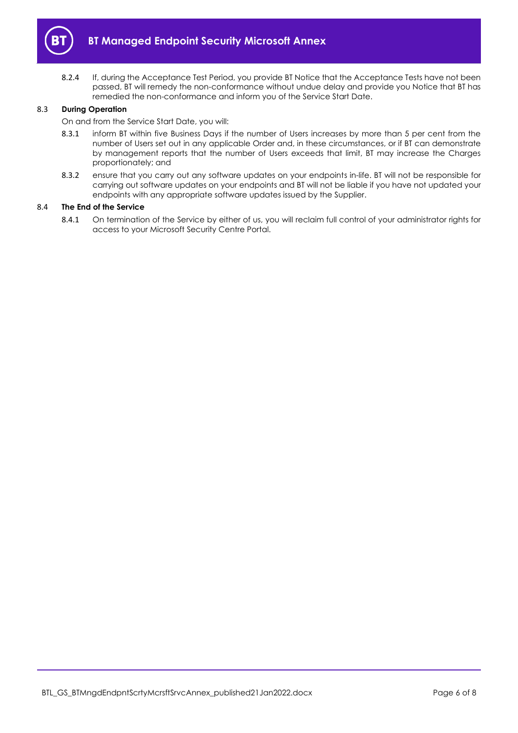8.2.4 If, during the Acceptance Test Period, you provide BT Notice that the Acceptance Tests have not been passed, BT will remedy the non-conformance without undue delay and provide you Notice that BT has remedied the non-conformance and inform you of the Service Start Date.

### 8.3 During Operation

On and from the Service Start Date, you will:

8.3.1 inform BT within five Business Days if the number of Users increases by more than 5 per cent from the number of Users set out in any applicable Order and, in these circumstances, or if BT can demonstrate by management reports that the number of Users exceeds that limit, BT may increase the Charges proportionately; and

8.3.2 ensure that you carry out any software updates on your endpoints in-life. BT will not be responsible for carrying out software updates on your endpoints and BT will not be liable if you have not updated your endpoints with any appropriate software updates issued by the Supplier.

### 8.4 The End of the Service

8.4.1 On termination of the Service by either of us, you will reclaim full control of your administrator rights for access to your Microsoft Security Centre Portal.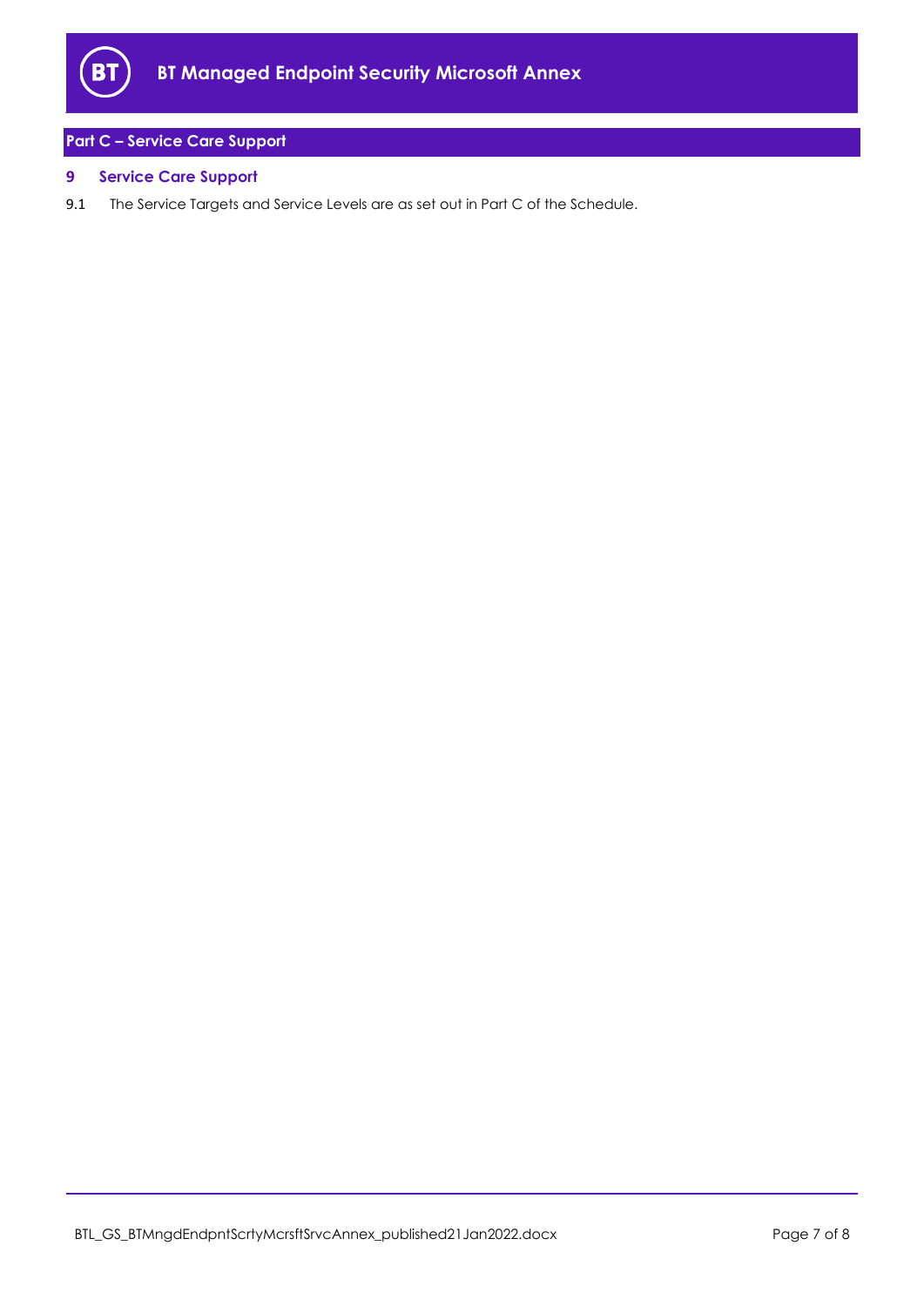## Part C – Service Care Support

### 9 Service Care Support

9.1 The Service Targets and Service Levels are as set out in Part C of the Schedule.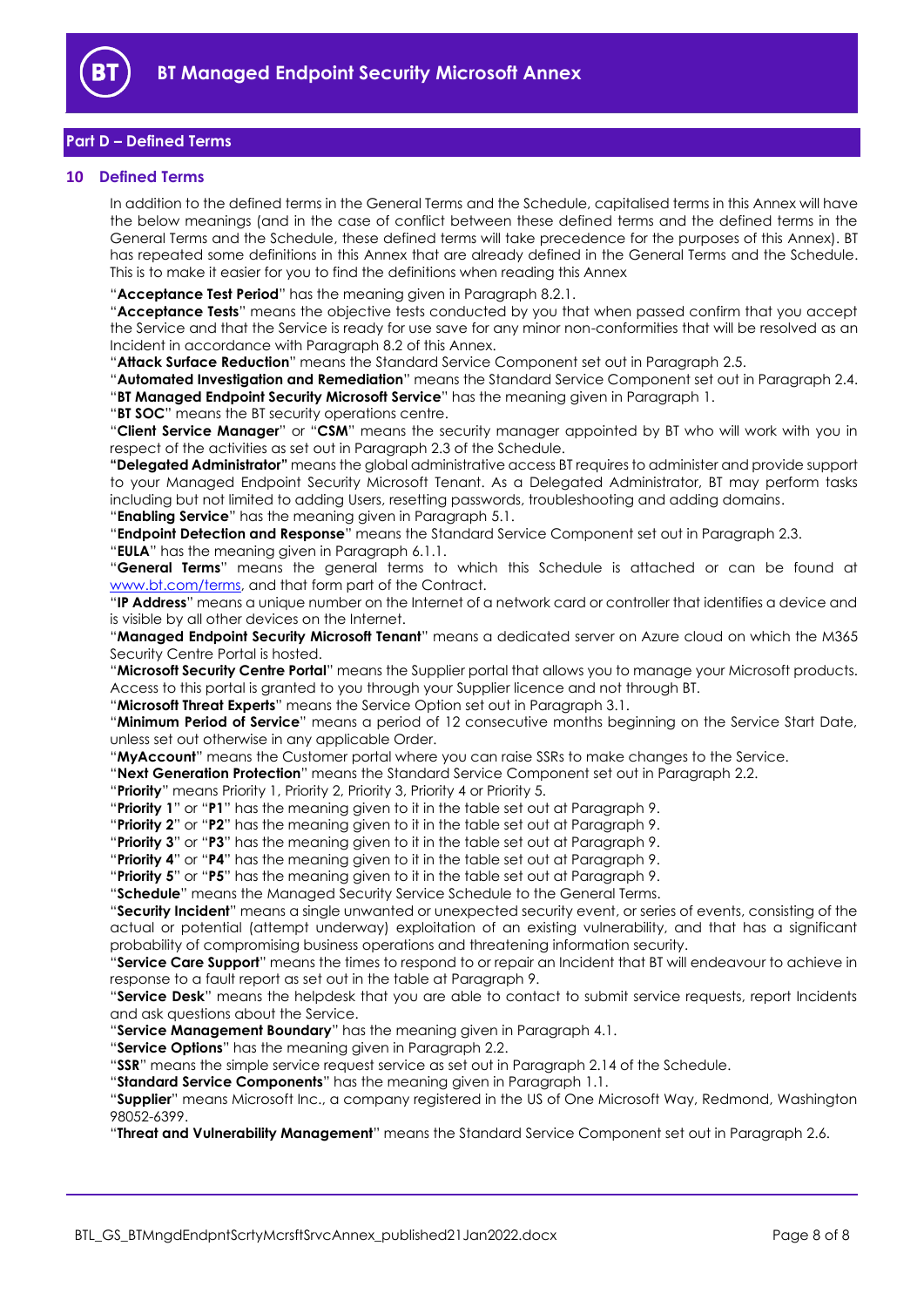## Part D – Defined Terms

### 10 Defined Terms

In addition to the defined terms in the General Terms and the Schedule, capitalised terms in this Annex will have the below meanings (and in the case of conflict between these defined terms and the defined terms in the General Terms and the Schedule, these defined terms will take precedence for the purposes of this Annex). BT has repeated some definitions in this Annex that are already defined in the General Terms and the Schedule. This is to make it easier for you to find the definitions when reading this Annex

"**Acceptance Test Period**" has the meaning given in Paragraph 8.2.1.

"**Acceptance Tests**" means the objective tests conducted by you that when passed confirm that you accept the Service and that the Service is ready for use save for any minor non-conformities that will be resolved as an Incident in accordance with Paragraph 8.2 of this Annex.

"**Attack Surface Reduction**" means the Standard Service Component set out in Paragraph 2.5.

"**Automated Investigation and Remediation**" means the Standard Service Component set out in Paragraph 2.4.

"**BT Managed Endpoint Security Microsoft Service**" has the meaning given in Paragraph 1.

"**BT SOC**" means the BT security operations centre.

"**Client Service Manager**" or "**CSM**" means the security manager appointed by BT who will work with you in respect of the activities as set out in Paragraph 2.3 of the Schedule.

**"Delegated Administrator"** means the global administrative access BT requires to administer and provide support to your Managed Endpoint Security Microsoft Tenant. As a Delegated Administrator, BT may perform tasks including but not limited to adding Users, resetting passwords, troubleshooting and adding domains.

"**Enabling Service**" has the meaning given in Paragraph 5.1.

"**Endpoint Detection and Response**" means the Standard Service Component set out in Paragraph 2.3.

"**EULA**" has the meaning given in Paragraph 6.1.1.

"**General Terms**" means the general terms to which this Schedule is attached or can be found at www.bt.com/terms, and that form part of the Contract.

"**IP Address**" means a unique number on the Internet of a network card or controller that identifies a device and is visible by all other devices on the Internet.

"**Managed Endpoint Security Microsoft Tenant**" means a dedicated server on Azure cloud on which the M365 Security Centre Portal is hosted.

"**Microsoft Security Centre Portal**" means the Supplier portal that allows you to manage your Microsoft products. Access to this portal is granted to you through your Supplier licence and not through BT.

"**Microsoft Threat Experts**" means the Service Option set out in Paragraph 3.1.

"**Minimum Period of Service**" means a period of 12 consecutive months beginning on the Service Start Date, unless set out otherwise in any applicable Order.

"**MyAccount**" means the Customer portal where you can raise SSRs to make changes to the Service.

"**Next Generation Protection**" means the Standard Service Component set out in Paragraph 2.2.

"**Priority**" means Priority 1, Priority 2, Priority 3, Priority 4 or Priority 5.

"**Priority 1**" or "**P1**" has the meaning given to it in the table set out at Paragraph 9.

"**Priority 2**" or "**P2**" has the meaning given to it in the table set out at Paragraph 9.

"**Priority 3**" or "**P3**" has the meaning given to it in the table set out at Paragraph 9.

"**Priority 4**" or "**P4**" has the meaning given to it in the table set out at Paragraph 9.

"**Priority 5**" or "**P5**" has the meaning given to it in the table set out at Paragraph 9.

"**Schedule**" means the Managed Security Service Schedule to the General Terms.

"**Security Incident**" means a single unwanted or unexpected security event, or series of events, consisting of the actual or potential (attempt underway) exploitation of an existing vulnerability, and that has a significant probability of compromising business operations and threatening information security.

"**Service Care Support**" means the times to respond to or repair an Incident that BT will endeavour to achieve in response to a fault report as set out in the table at Paragraph 9.

"**Service Desk**" means the helpdesk that you are able to contact to submit service requests, report Incidents and ask questions about the Service.

"**Service Management Boundary**" has the meaning given in Paragraph 4.1.

"**Service Options**" has the meaning given in Paragraph 2.2.

"**SSR**" means the simple service request service as set out in Paragraph 2.14 of the Schedule.

"**Standard Service Components**" has the meaning given in Paragraph 1.1.

"**Supplier**" means Microsoft Inc., a company registered in the US of One Microsoft Way, Redmond, Washington 98052-6399.

"**Threat and Vulnerability Management**" means the Standard Service Component set out in Paragraph 2.6.